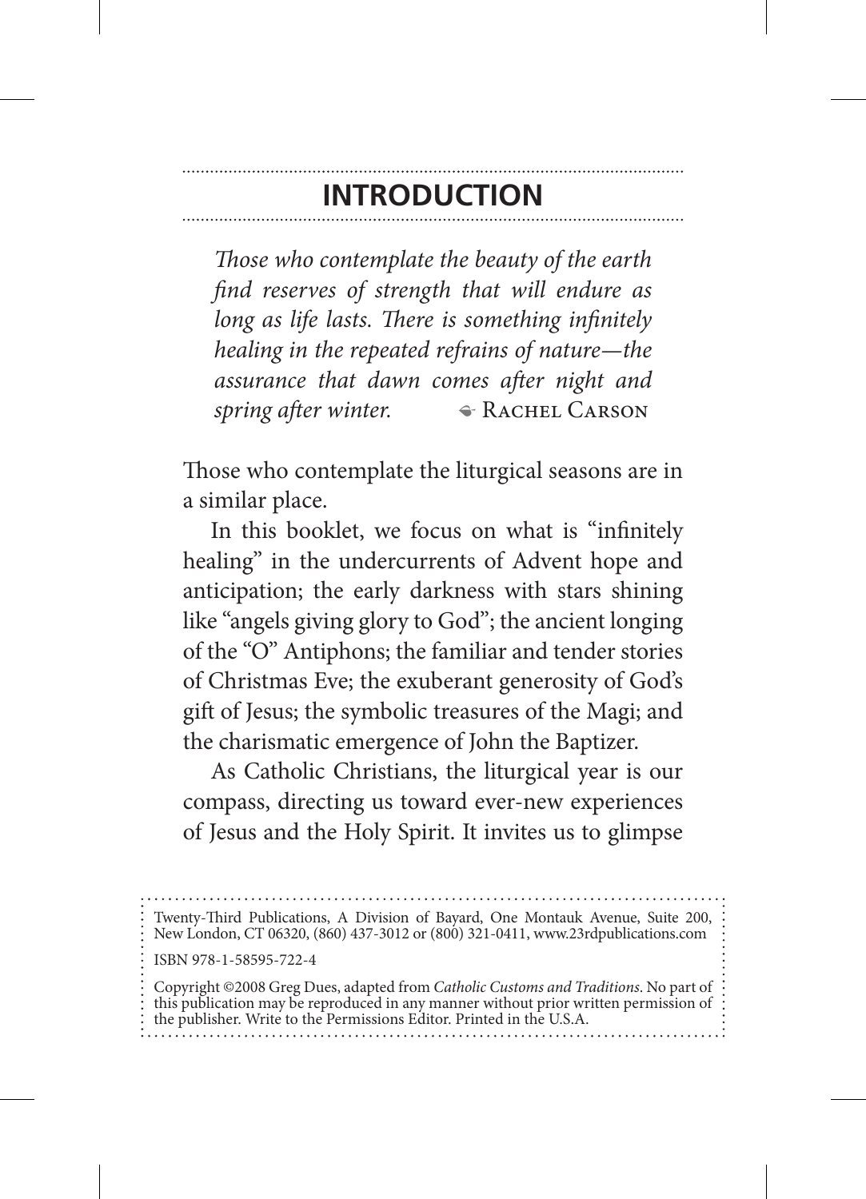# INTRODUCTION

*Those who contemplate the beauty of the earth find reserves of strength that will endure as long as life lasts. There is something infinitely healing in the repeated refrains of nature—the assurance that dawn comes after night and spring after winter.* — Rachel Carson

Those who contemplate the liturgical seasons are in a similar place.

In this booklet, we focus on what is "infinitely healing" in the undercurrents of Advent hope and anticipation; the early darkness with stars shining like "angels giving glory to God"; the ancient longing of the "O" Antiphons; the familiar and tender stories of Christmas Eve; the exuberant generosity of God's gift of Jesus; the symbolic treasures of the Magi; and the charismatic emergence of John the Baptizer.

As Catholic Christians, the liturgical year is our compass, directing us toward ever-new experiences of Jesus and the Holy Spirit. It invites us to glimpse

---

Twenty-Third Publications, A Division of Bayard, One Montauk Avenue, Suite 200, New London, CT 06320, (860) 437-3012 or (800) 321-0411, www.23rdpublications.com

ISBN 978-1-58595-722-4

Copyright ©2008 Greg Dues, adapted from *Catholic Customs and Traditions*. No part of this publication may be reproduced in any manner without prior written permission of the publisher. Write to the Permissions Editor. Printed in the U.S.A.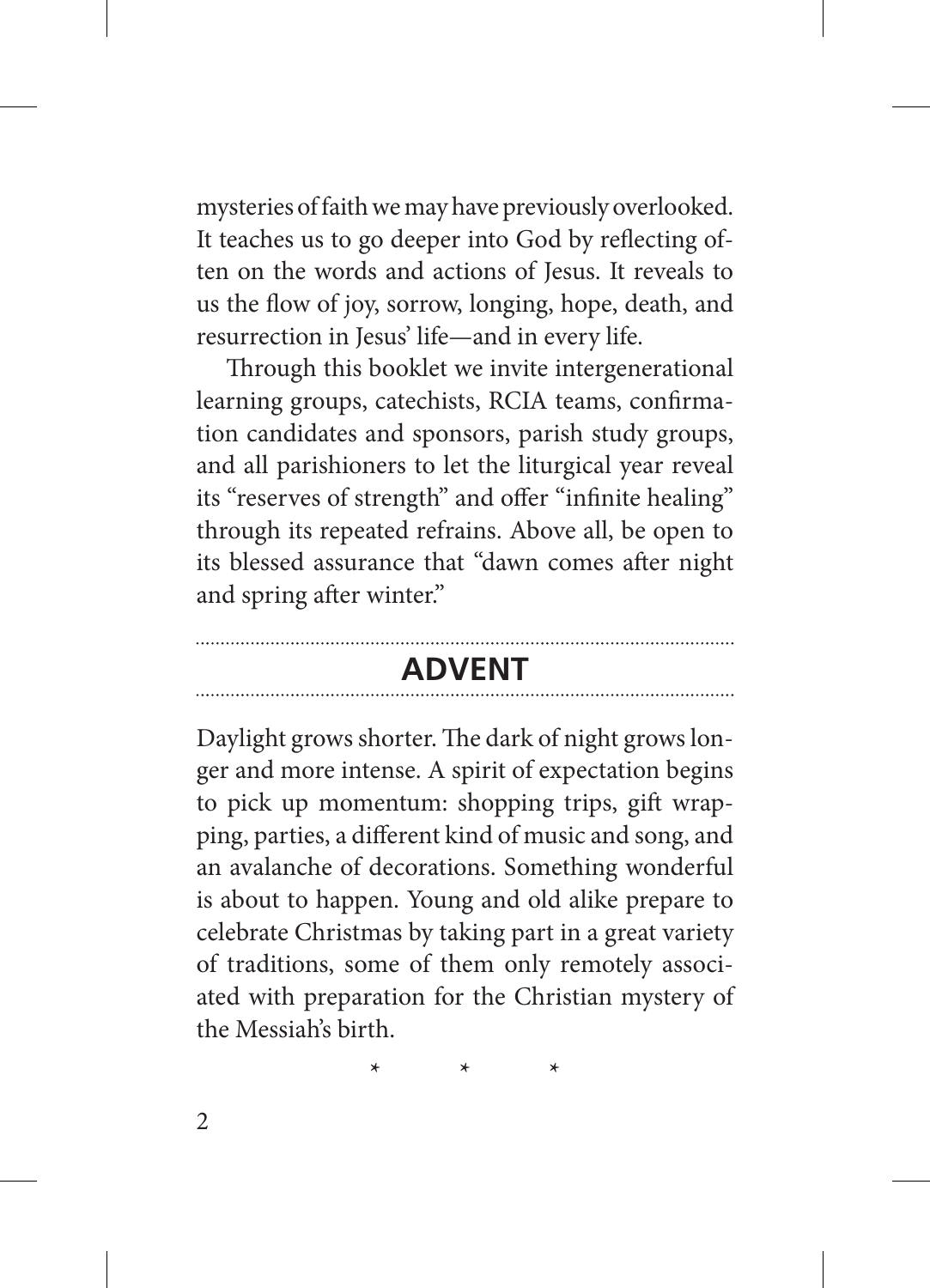mysteries of faith we may have previously overlooked. It teaches us to go deeper into God by reflecting often on the words and actions of Jesus. It reveals to us the flow of joy, sorrow, longing, hope, death, and resurrection in Jesus' life—and in every life.

Through this booklet we invite intergenerational learning groups, catechists, RCIA teams, confirmation candidates and sponsors, parish study groups, and all parishioners to let the liturgical year reveal its "reserves of strength" and offer "infinite healing" through its repeated refrains. Above all, be open to its blessed assurance that "dawn comes after night and spring after winter."

## ADVENT

Daylight grows shorter. The dark of night grows longer and more intense. A spirit of expectation begins to pick up momentum: shopping trips, gift wrapping, parties, a different kind of music and song, and an avalanche of decorations. Something wonderful is about to happen. Young and old alike prepare to celebrate Christmas by taking part in a great variety of traditions, some of them only remotely associated with preparation for the Christian mystery of the Messiah's birth.

\* \* \*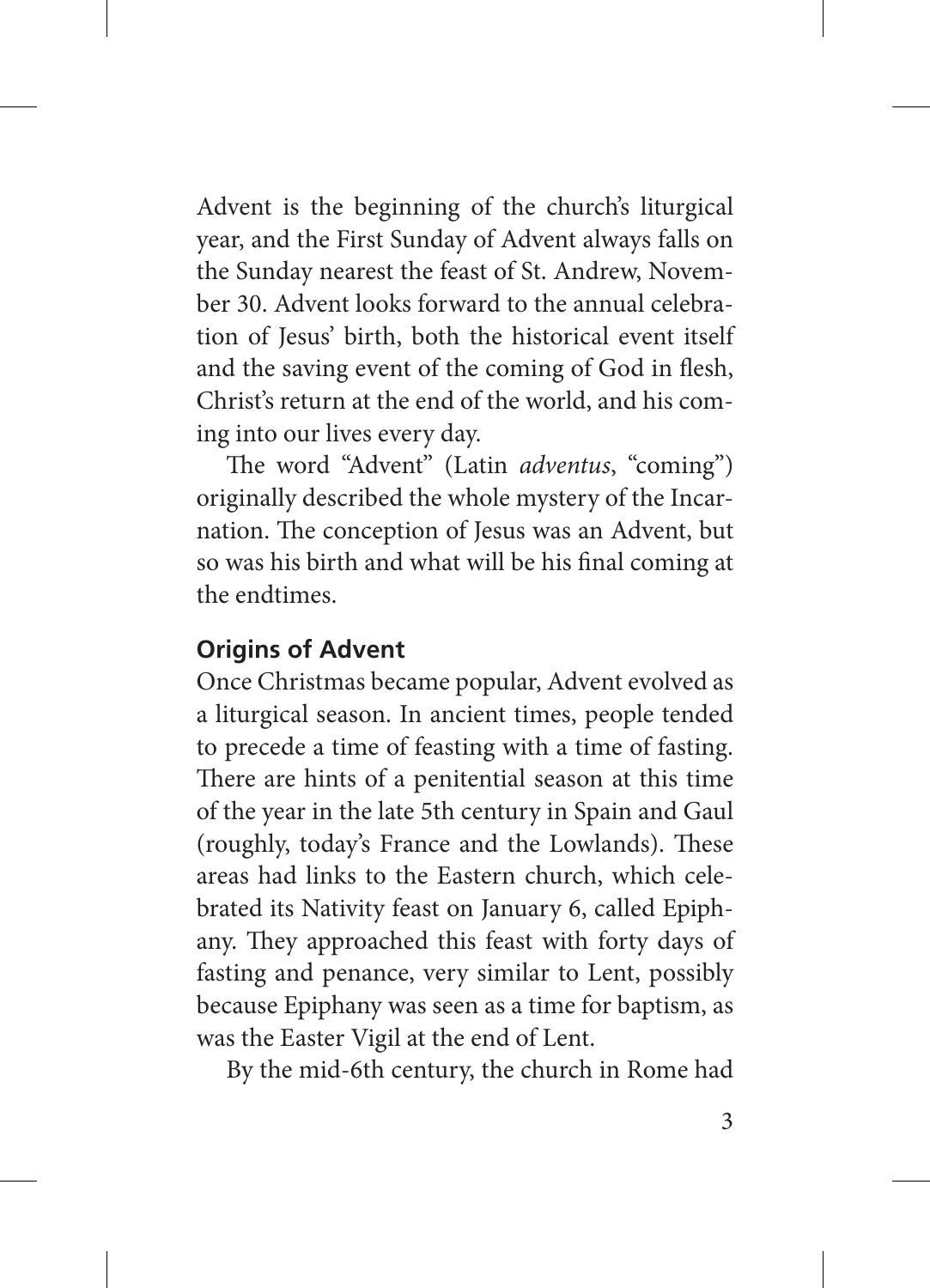Advent is the beginning of the church's liturgical year, and the First Sunday of Advent always falls on the Sunday nearest the feast of St. Andrew, November 30. Advent looks forward to the annual celebration of Jesus' birth, both the historical event itself and the saving event of the coming of God in flesh, Christ's return at the end of the world, and his coming into our lives every day.

The word "Advent" (Latin *adventus*, "coming") originally described the whole mystery of the Incarnation. The conception of Jesus was an Advent, but so was his birth and what will be his final coming at the endtimes.

## Origins of Advent

Once Christmas became popular, Advent evolved as a liturgical season. In ancient times, people tended to precede a time of feasting with a time of fasting. There are hints of a penitential season at this time of the year in the late 5th century in Spain and Gaul (roughly, today's France and the Lowlands). These areas had links to the Eastern church, which celebrated its Nativity feast on January 6, called Epiphany. They approached this feast with forty days of fasting and penance, very similar to Lent, possibly because Epiphany was seen as a time for baptism, as was the Easter Vigil at the end of Lent.

By the mid-6th century, the church in Rome had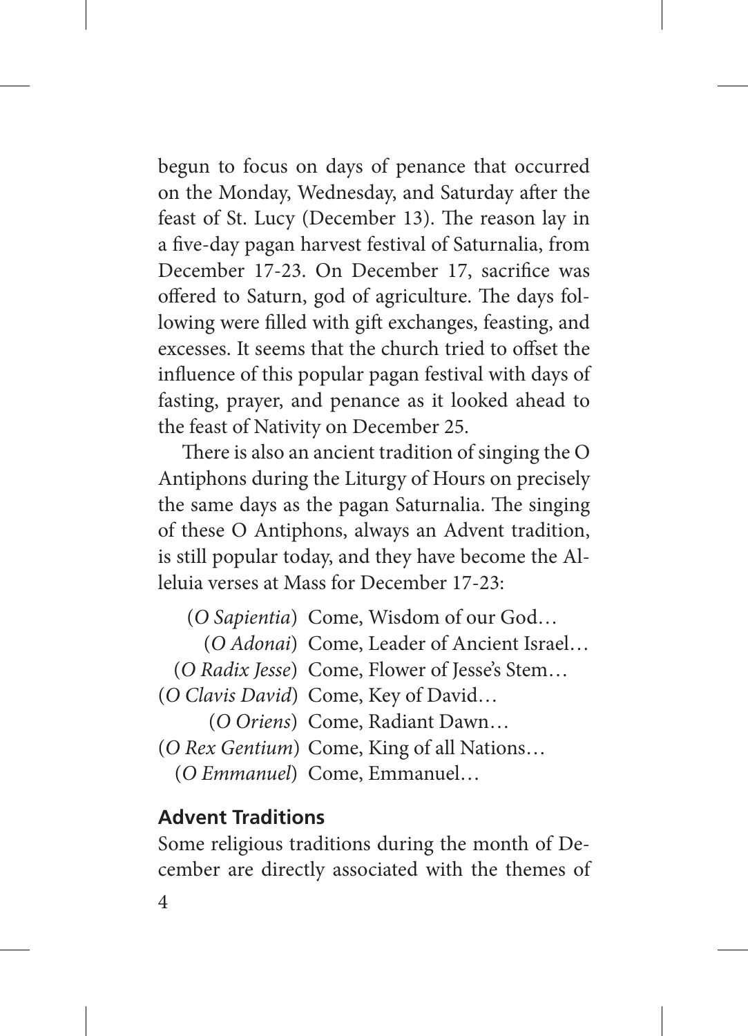begun to focus on days of penance that occurred on the Monday, Wednesday, and Saturday after the feast of St. Lucy (December 13). The reason lay in a five-day pagan harvest festival of Saturnalia, from December 17-23. On December 17, sacrifice was offered to Saturn, god of agriculture. The days following were filled with gift exchanges, feasting, and excesses. It seems that the church tried to offset the influence of this popular pagan festival with days of fasting, prayer, and penance as it looked ahead to the feast of Nativity on December 25.

There is also an ancient tradition of singing the O Antiphons during the Liturgy of Hours on precisely the same days as the pagan Saturnalia. The singing of these O Antiphons, always an Advent tradition, is still popular today, and they have become the Alleluia verses at Mass for December 17-23:

(*O Sapientia*) Come, Wisdom of our God…
(*O Adonai*) Come, Leader of Ancient Israel…
(*O Radix Jesse*) Come, Flower of Jesse's Stem…
(*O Clavis David*) Come, Key of David…
(*O Oriens*) Come, Radiant Dawn…
(*O Rex Gentium*) Come, King of all Nations…
(*O Emmanuel*) Come, Emmanuel…

### Advent Traditions

Some religious traditions during the month of December are directly associated with the themes of